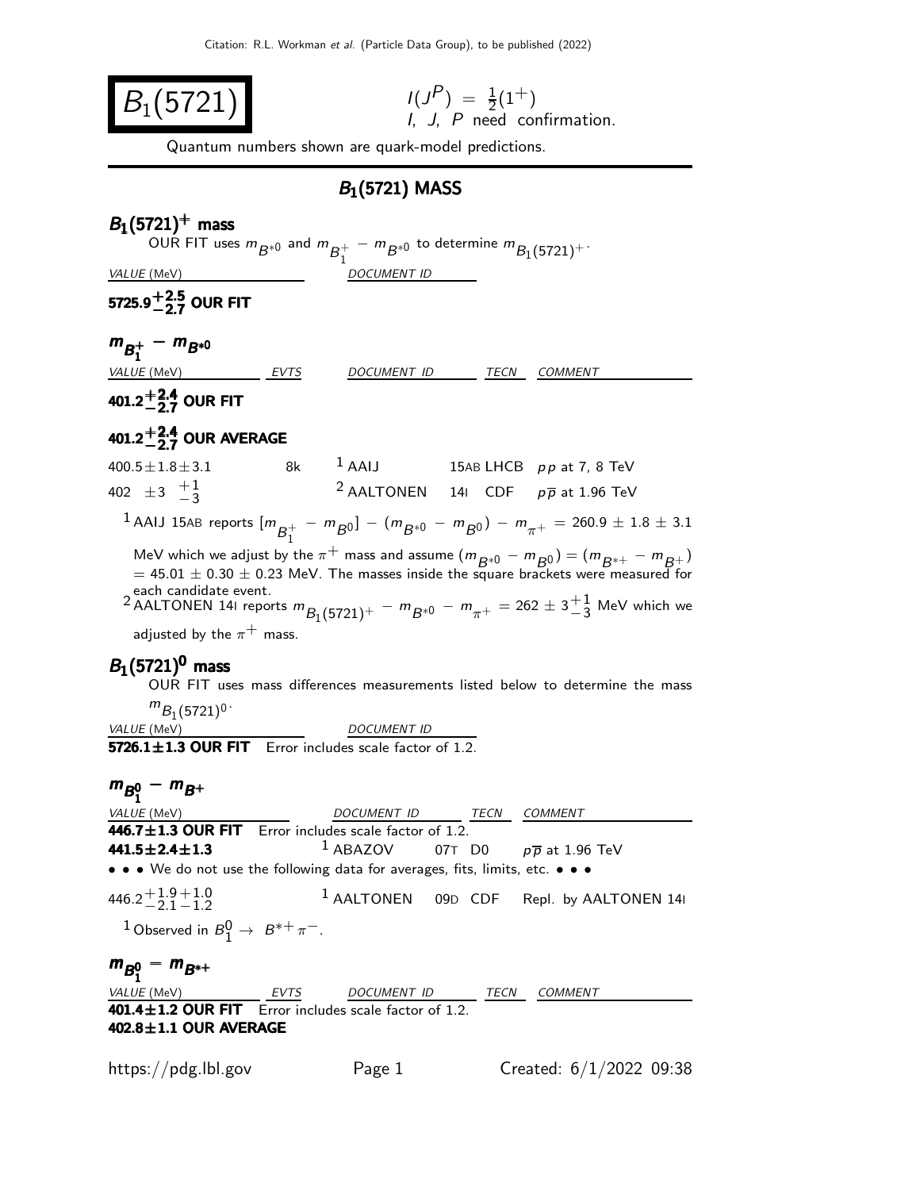# $B_1(5721)$

$I(J^P) = \frac{1}{2}(1^+)$
I, J, P need confirmation.

Quantum numbers shown are quark-model predictions.

## $B_1(5721)$ MASS

### $B_1(5721)^+$ mass

OUR FIT uses $m_{B^{*0}}$ and $m_{B_1^+} - m_{B^{*0}}$ to determine $m_{B_1(5721)^+}$.

| VALUE (MeV) | DOCUMENT ID |
|---|---|
| **$5725.9^{+2.5}_{-2.7}$ OUR FIT** | |

### $m_{B_1^+} - m_{B^{*0}}$

| VALUE (MeV) | EVTS | DOCUMENT ID | | TECN | COMMENT |
|---|---|---|---|---|---|
| **$401.2^{+2.4}_{-2.7}$ OUR FIT** | | | | | |
| **$401.2^{+2.4}_{-2.7}$ OUR AVERAGE** | | | | | |
| $400.5 \pm 1.8 \pm 3.1$ | 8k | [1] AAIJ | 15AB | LHCB | $pp$ at 7, 8 TeV |
| $402 \pm 3 \; ^{+1}_{-3}$ | | [2] AALTONEN | 14I | CDF | $p\overline{p}$ at 1.96 TeV |

[1] AAIJ 15AB reports $[m_{B_1^+} - m_{B^0}] - (m_{B^{*0}} - m_{B^0}) - m_{\pi^+} = 260.9 \pm 1.8 \pm 3.1$ MeV which we adjust by the $\pi^+$ mass and assume $(m_{B^{*0}} - m_{B^0}) = (m_{B^{*+}} - m_{B^+}) = 45.01 \pm 0.30 \pm 0.23$ MeV. The masses inside the square brackets were measured for each candidate event.

[2] AALTONEN 14I reports $m_{B_1(5721)^+} - m_{B^{*0}} - m_{\pi^+} = 262 \pm 3^{+1}_{-3}$ MeV which we adjusted by the $\pi^+$ mass.

### $B_1(5721)^0$ mass

OUR FIT uses mass differences measurements listed below to determine the mass $m_{B_1(5721)^0}$.

| VALUE (MeV) | DOCUMENT ID |
|---|---|
| **$5726.1 \pm 1.3$ OUR FIT** Error includes scale factor of 1.2. | |

### $m_{B_1^0} - m_{B^+}$

| VALUE (MeV) | DOCUMENT ID | | TECN | COMMENT |
|---|---|---|---|---|
| **$446.7 \pm 1.3$ OUR FIT** Error includes scale factor of 1.2. | | | | |
| **$441.5 \pm 2.4 \pm 1.3$** | [1] ABAZOV | 07T | D0 | $p\overline{p}$ at 1.96 TeV |
| • • • We do not use the following data for averages, fits, limits, etc. • • • | | | | |
| $446.2^{+1.9}_{-2.1}{}^{+1.0}_{-1.2}$ | [1] AALTONEN | 09D | CDF | Repl. by AALTONEN 14I |

[1] Observed in $B_1^0 \to B^{*+}\pi^-$.

### $m_{B_1^0} - m_{B^{*+}}$

| VALUE (MeV) | EVTS | DOCUMENT ID | TECN | COMMENT |
|---|---|---|---|---|
| **$401.4 \pm 1.2$ OUR FIT** Error includes scale factor of 1.2. | | | | |
| **$402.8 \pm 1.1$ OUR AVERAGE** | | | | |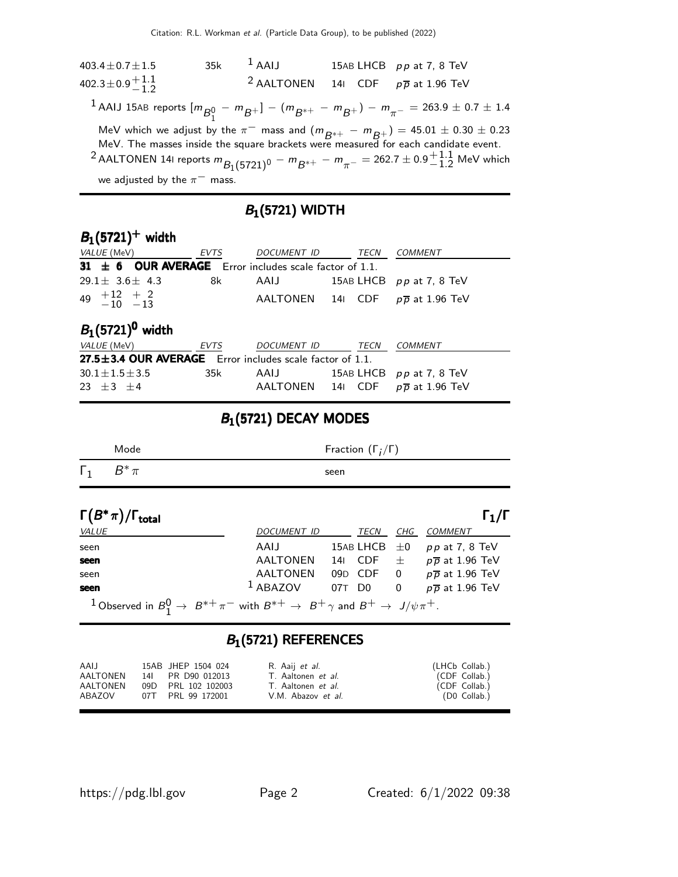| | | | | |
|---|---|---|---|---|
| $403.4 \pm 0.7 \pm 1.5$ | 35k | [1] AAIJ | 15AB LHCB | $pp$ at 7, 8 TeV |
| $402.3 \pm 0.9^{+1.1}_{-1.2}$ | | [2] AALTONEN | 14I CDF | $p\overline{p}$ at 1.96 TeV |

[1] AAIJ 15AB reports $[m_{B_1^0} - m_{B^+}] - (m_{B^{*+}} - m_{B^+}) - m_{\pi^-} = 263.9 \pm 0.7 \pm 1.4$ MeV which we adjust by the $\pi^-$ mass and $(m_{B^{*+}} - m_{B^+}) = 45.01 \pm 0.30 \pm 0.23$ MeV. The masses inside the square brackets were measured for each candidate event.

[2] AALTONEN 14I reports $m_{B_1(5721)^0} - m_{B^{*+}} - m_{\pi^-} = 262.7 \pm 0.9^{+1.1}_{-1.2}$ MeV which we adjusted by the $\pi^-$ mass.

## $B_1(5721)$ WIDTH

### $B_1(5721)^+$ width

| VALUE (MeV) | EVTS | DOCUMENT ID | TECN | COMMENT |
|---|---|---|---|---|
| **$31 \pm 6$ OUR AVERAGE** Error includes scale factor of 1.1. | | | | |
| $29.1 \pm 3.6 \pm 4.3$ | 8k | AAIJ | 15AB LHCB | $pp$ at 7, 8 TeV |
| $49 \ {}^{+12}_{-10} \ {}^{+2}_{-13}$ | | AALTONEN | 14I CDF | $p\overline{p}$ at 1.96 TeV |

### $B_1(5721)^0$ width

| VALUE (MeV) | EVTS | DOCUMENT ID | TECN | COMMENT |
|---|---|---|---|---|
| **$27.5 \pm 3.4$ OUR AVERAGE** Error includes scale factor of 1.1. | | | | |
| $30.1 \pm 1.5 \pm 3.5$ | 35k | AAIJ | 15AB LHCB | $pp$ at 7, 8 TeV |
| $23 \pm 3 \pm 4$ | | AALTONEN | 14I CDF | $p\overline{p}$ at 1.96 TeV |

## $B_1(5721)$ DECAY MODES

| | Mode | Fraction $(\Gamma_i/\Gamma)$ |
|---|---|---|
| $\Gamma_1$ | $B^*\pi$ | seen |

### $\Gamma(B^*\pi)/\Gamma_{\text{total}}$ $\Gamma_1/\Gamma$

| VALUE | DOCUMENT ID | TECN | CHG | COMMENT |
|---|---|---|---|---|
| seen | AAIJ | 15AB LHCB | $\pm 0$ | $pp$ at 7, 8 TeV |
| **seen** | AALTONEN | 14I CDF | $\pm$ | $p\overline{p}$ at 1.96 TeV |
| seen | AALTONEN | 09D CDF | 0 | $p\overline{p}$ at 1.96 TeV |
| **seen** | [1] ABAZOV | 07T D0 | 0 | $p\overline{p}$ at 1.96 TeV |

[1] Observed in $B_1^0 \to B^{*+}\pi^-$ with $B^{*+} \to B^+\gamma$ and $B^+ \to J/\psi\pi^+$.

## $B_1(5721)$ REFERENCES

| | | | | |
|---|---|---|---|---|
| AAIJ | 15AB | JHEP 1504 024 | R. Aaij *et al.* | (LHCb Collab.) |
| AALTONEN | 14I | PR D90 012013 | T. Aaltonen *et al.* | (CDF Collab.) |
| AALTONEN | 09D | PRL 102 102003 | T. Aaltonen *et al.* | (CDF Collab.) |
| ABAZOV | 07T | PRL 99 172001 | V.M. Abazov *et al.* | (D0 Collab.) |